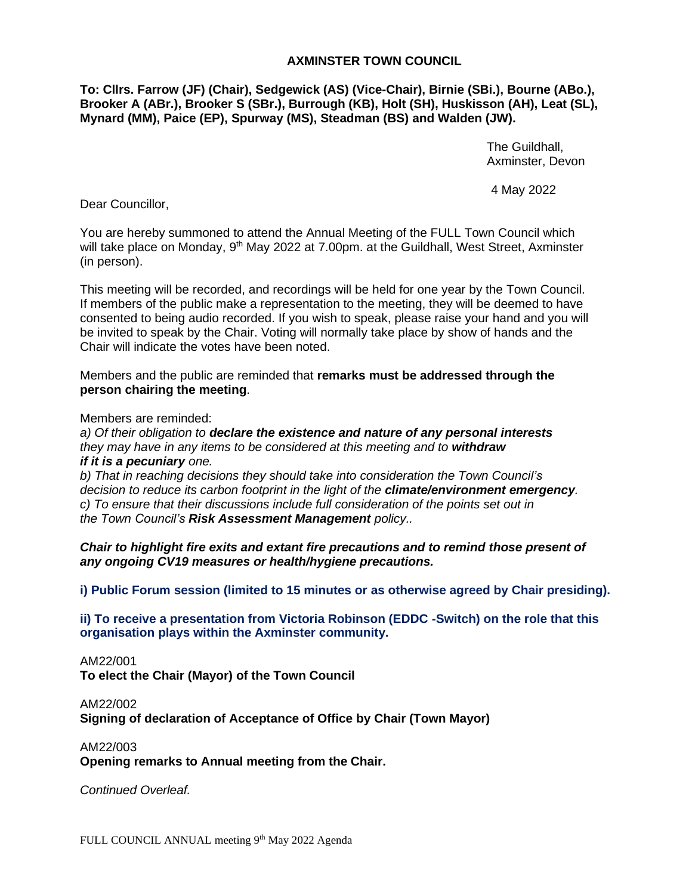# AXMINSTER TOWN COUNCIL

**To: Cllrs. Farrow (JF) (Chair), Sedgewick (AS) (Vice-Chair), Birnie (SBi.), Bourne (ABo.), Brooker A (ABr.), Brooker S (SBr.), Burrough (KB), Holt (SH), Huskisson (AH), Leat (SL), Mynard (MM), Paice (EP), Spurway (MS), Steadman (BS) and Walden (JW).**

The Guildhall,
Axminster, Devon

4 May 2022

Dear Councillor,

You are hereby summoned to attend the Annual Meeting of the FULL Town Council which will take place on Monday, 9th May 2022 at 7.00pm. at the Guildhall, West Street, Axminster (in person).

This meeting will be recorded, and recordings will be held for one year by the Town Council. If members of the public make a representation to the meeting, they will be deemed to have consented to being audio recorded. If you wish to speak, please raise your hand and you will be invited to speak by the Chair. Voting will normally take place by show of hands and the Chair will indicate the votes have been noted.

Members and the public are reminded that **remarks must be addressed through the person chairing the meeting**.

Members are reminded:
*a) Of their obligation to* ***declare the existence and nature of any personal interests*** *they may have in any items to be considered at this meeting and to* ***withdraw if it is a pecuniary*** *one.*
*b) That in reaching decisions they should take into consideration the Town Council's decision to reduce its carbon footprint in the light of the* ***climate/environment emergency****.*
*c) To ensure that their discussions include full consideration of the points set out in the Town Council's* ***Risk Assessment Management*** *policy..*

***Chair to highlight fire exits and extant fire precautions and to remind those present of any ongoing CV19 measures or health/hygiene precautions.***

**i) Public Forum session (limited to 15 minutes or as otherwise agreed by Chair presiding).**

**ii) To receive a presentation from Victoria Robinson (EDDC -Switch) on the role that this organisation plays within the Axminster community.**

AM22/001
**To elect the Chair (Mayor) of the Town Council**

AM22/002
**Signing of declaration of Acceptance of Office by Chair (Town Mayor)**

AM22/003
**Opening remarks to Annual meeting from the Chair.**

*Continued Overleaf.*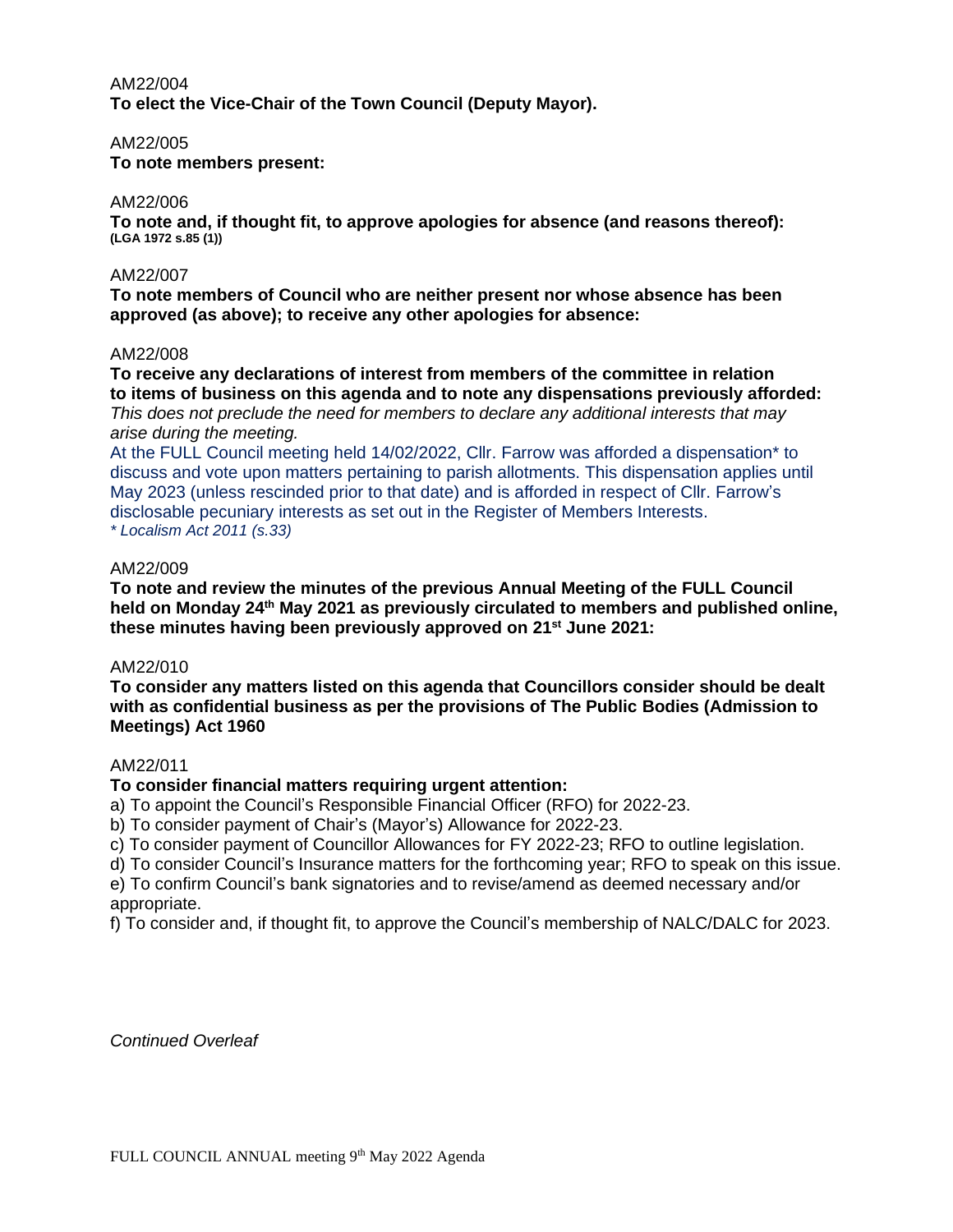AM22/004

**To elect the Vice-Chair of the Town Council (Deputy Mayor).**

AM22/005

**To note members present:**

AM22/006

**To note and, if thought fit, to approve apologies for absence (and reasons thereof):** **(LGA 1972 s.85 (1))**

AM22/007

**To note members of Council who are neither present nor whose absence has been approved (as above); to receive any other apologies for absence:**

AM22/008

**To receive any declarations of interest from members of the committee in relation to items of business on this agenda and to note any dispensations previously afforded:**

*This does not preclude the need for members to declare any additional interests that may arise during the meeting.*

At the FULL Council meeting held 14/02/2022, Cllr. Farrow was afforded a dispensation* to discuss and vote upon matters pertaining to parish allotments. This dispensation applies until May 2023 (unless rescinded prior to that date) and is afforded in respect of Cllr. Farrow's disclosable pecuniary interests as set out in the Register of Members Interests.

*\* Localism Act 2011 (s.33)*

AM22/009

**To note and review the minutes of the previous Annual Meeting of the FULL Council held on Monday 24th May 2021 as previously circulated to members and published online, these minutes having been previously approved on 21st June 2021:**

AM22/010

**To consider any matters listed on this agenda that Councillors consider should be dealt with as confidential business as per the provisions of The Public Bodies (Admission to Meetings) Act 1960**

AM22/011

**To consider financial matters requiring urgent attention:**

a) To appoint the Council's Responsible Financial Officer (RFO) for 2022-23.

b) To consider payment of Chair's (Mayor's) Allowance for 2022-23.

c) To consider payment of Councillor Allowances for FY 2022-23; RFO to outline legislation.

d) To consider Council's Insurance matters for the forthcoming year; RFO to speak on this issue.

e) To confirm Council's bank signatories and to revise/amend as deemed necessary and/or appropriate.

f) To consider and, if thought fit, to approve the Council's membership of NALC/DALC for 2023.

*Continued Overleaf*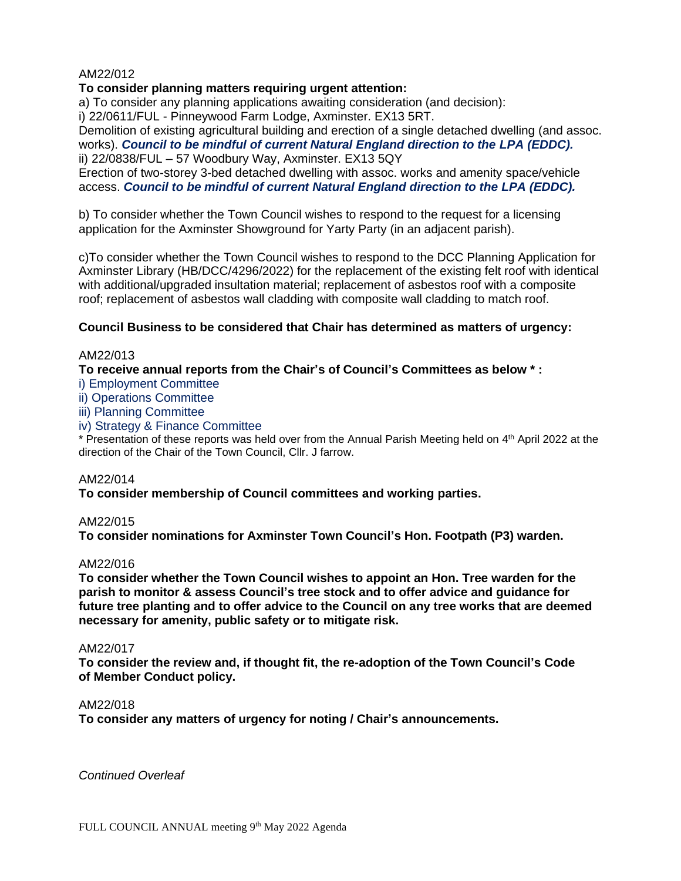AM22/012

**To consider planning matters requiring urgent attention:**

a) To consider any planning applications awaiting consideration (and decision):

i) 22/0611/FUL - Pinneywood Farm Lodge, Axminster. EX13 5RT.

Demolition of existing agricultural building and erection of a single detached dwelling (and assoc. works). ***Council to be mindful of current Natural England direction to the LPA (EDDC).***

ii) 22/0838/FUL – 57 Woodbury Way, Axminster. EX13 5QY

Erection of two-storey 3-bed detached dwelling with assoc. works and amenity space/vehicle access. ***Council to be mindful of current Natural England direction to the LPA (EDDC).***

b) To consider whether the Town Council wishes to respond to the request for a licensing application for the Axminster Showground for Yarty Party (in an adjacent parish).

c)To consider whether the Town Council wishes to respond to the DCC Planning Application for Axminster Library (HB/DCC/4296/2022) for the replacement of the existing felt roof with identical with additional/upgraded insultation material; replacement of asbestos roof with a composite roof; replacement of asbestos wall cladding with composite wall cladding to match roof.

**Council Business to be considered that Chair has determined as matters of urgency:**

AM22/013

**To receive annual reports from the Chair's of Council's Committees as below * :**

i) Employment Committee

ii) Operations Committee

iii) Planning Committee

iv) Strategy & Finance Committee

* Presentation of these reports was held over from the Annual Parish Meeting held on 4th April 2022 at the direction of the Chair of the Town Council, Cllr. J farrow.

AM22/014

**To consider membership of Council committees and working parties.**

AM22/015

**To consider nominations for Axminster Town Council's Hon. Footpath (P3) warden.**

AM22/016

**To consider whether the Town Council wishes to appoint an Hon. Tree warden for the parish to monitor & assess Council's tree stock and to offer advice and guidance for future tree planting and to offer advice to the Council on any tree works that are deemed necessary for amenity, public safety or to mitigate risk.**

AM22/017

**To consider the review and, if thought fit, the re-adoption of the Town Council's Code of Member Conduct policy.**

AM22/018

**To consider any matters of urgency for noting / Chair's announcements.**

*Continued Overleaf*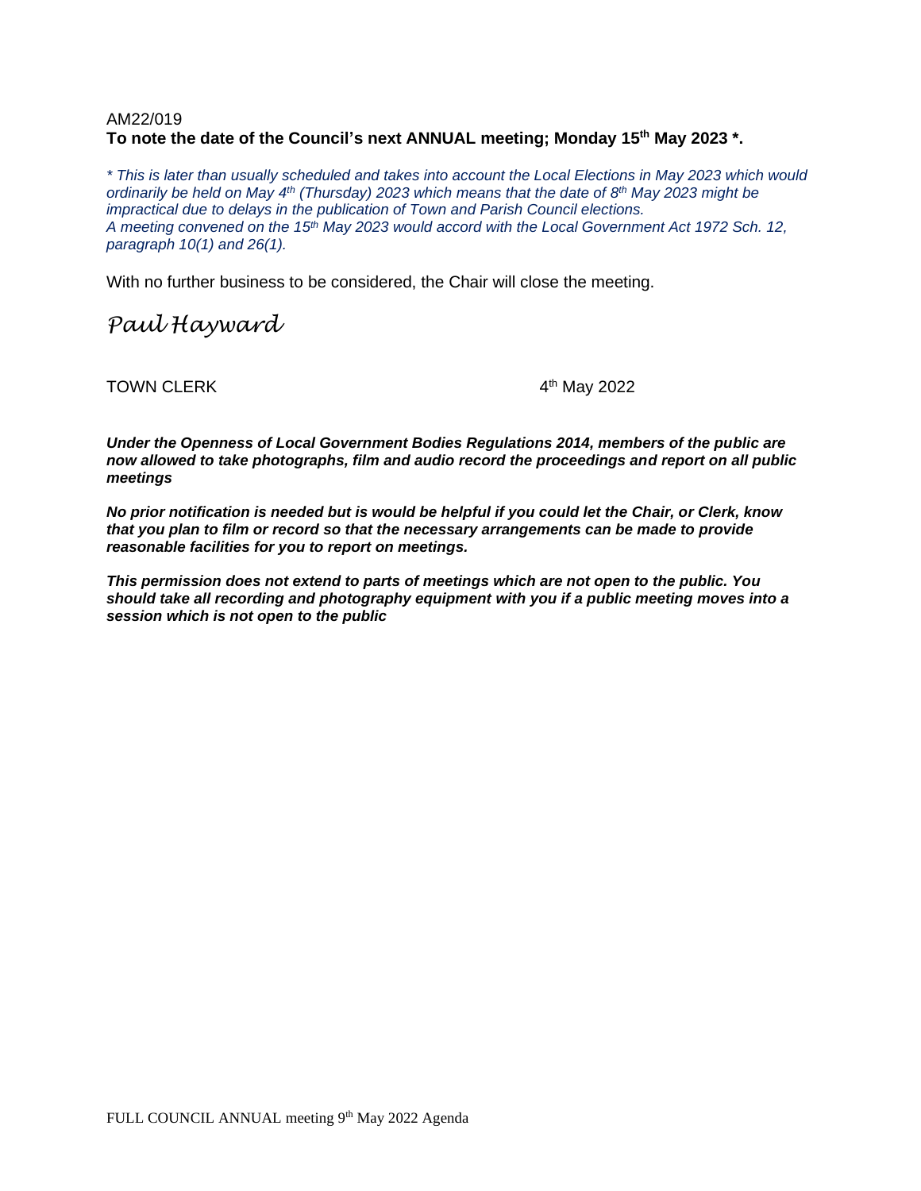AM22/019

**To note the date of the Council's next ANNUAL meeting; Monday 15th May 2023 \*.**

*\* This is later than usually scheduled and takes into account the Local Elections in May 2023 which would ordinarily be held on May 4th (Thursday) 2023 which means that the date of 8th May 2023 might be impractical due to delays in the publication of Town and Parish Council elections.*
*A meeting convened on the 15th May 2023 would accord with the Local Government Act 1972 Sch. 12, paragraph 10(1) and 26(1).*

With no further business to be considered, the Chair will close the meeting.

*Paul Hayward*

TOWN CLERK 4th May 2022

***Under the Openness of Local Government Bodies Regulations 2014, members of the public are now allowed to take photographs, film and audio record the proceedings and report on all public meetings***

***No prior notification is needed but is would be helpful if you could let the Chair, or Clerk, know that you plan to film or record so that the necessary arrangements can be made to provide reasonable facilities for you to report on meetings.***

***This permission does not extend to parts of meetings which are not open to the public. You should take all recording and photography equipment with you if a public meeting moves into a session which is not open to the public***